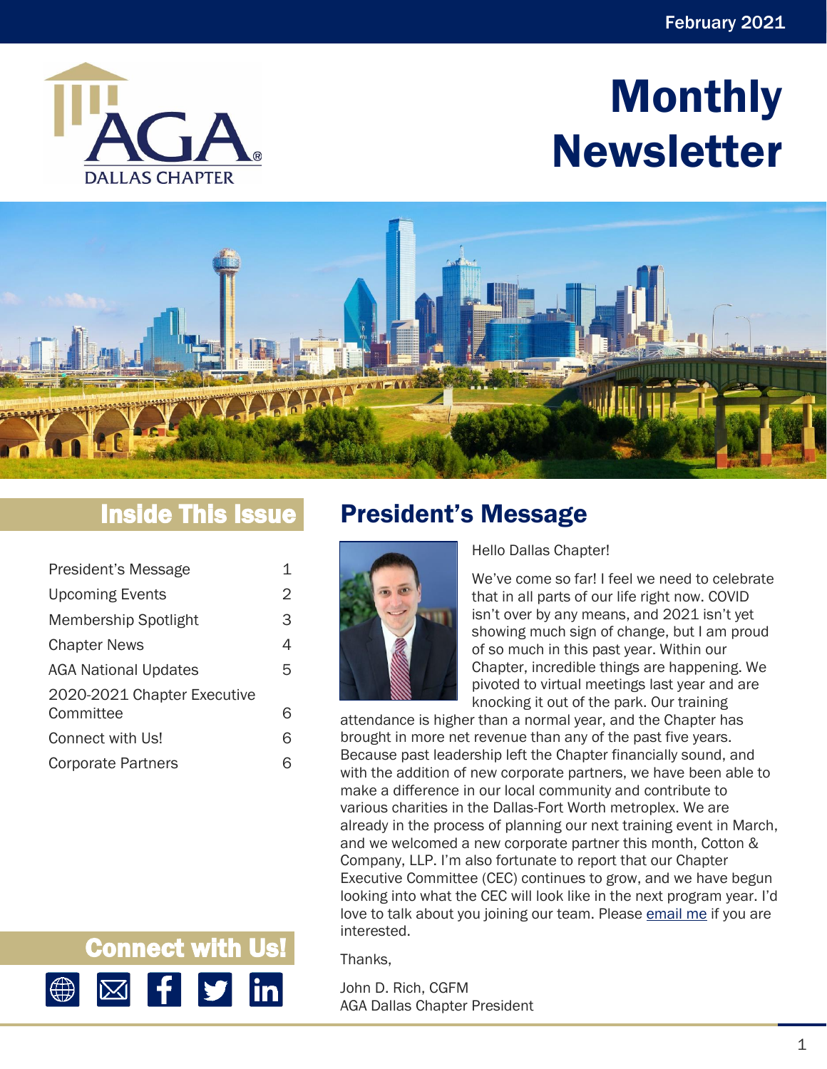February 2021

AGA DALLAS CHAPTER

# Monthly Newsletter

## Inside This Issue

| | |
|---|---|
| President's Message | 1 |
| Upcoming Events | 2 |
| Membership Spotlight | 3 |
| Chapter News | 4 |
| AGA National Updates | 5 |
| 2020-2021 Chapter Executive Committee | 6 |
| Connect with Us! | 6 |
| Corporate Partners | 6 |

## President's Message

Hello Dallas Chapter!

We've come so far! I feel we need to celebrate that in all parts of our life right now. COVID isn't over by any means, and 2021 isn't yet showing much sign of change, but I am proud of so much in this past year. Within our Chapter, incredible things are happening. We pivoted to virtual meetings last year and are knocking it out of the park. Our training attendance is higher than a normal year, and the Chapter has brought in more net revenue than any of the past five years. Because past leadership left the Chapter financially sound, and with the addition of new corporate partners, we have been able to make a difference in our local community and contribute to various charities in the Dallas-Fort Worth metroplex. We are already in the process of planning our next training event in March, and we welcomed a new corporate partner this month, Cotton & Company, LLP. I'm also fortunate to report that our Chapter Executive Committee (CEC) continues to grow, and we have begun looking into what the CEC will look like in the next program year. I'd love to talk about you joining our team. Please email me if you are interested.

Thanks,

John D. Rich, CGFM
AGA Dallas Chapter President

## Connect with Us!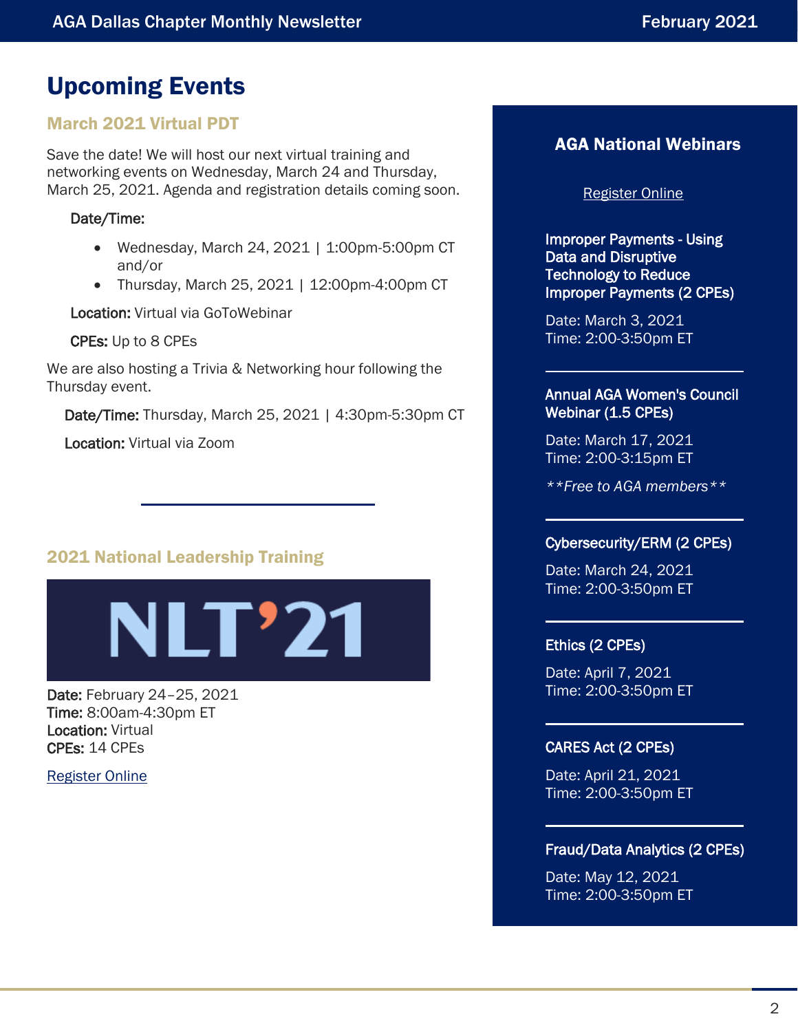# Upcoming Events

## March 2021 Virtual PDT

Save the date! We will host our next virtual training and networking events on Wednesday, March 24 and Thursday, March 25, 2021. Agenda and registration details coming soon.

**Date/Time:**

- Wednesday, March 24, 2021 | 1:00pm-5:00pm CT and/or
- Thursday, March 25, 2021 | 12:00pm-4:00pm CT

**Location:** Virtual via GoToWebinar

**CPEs:** Up to 8 CPEs

We are also hosting a Trivia & Networking hour following the Thursday event.

**Date/Time:** Thursday, March 25, 2021 | 4:30pm-5:30pm CT

**Location:** Virtual via Zoom

---

## 2021 National Leadership Training

NLT'21

**Date:** February 24–25, 2021
**Time:** 8:00am-4:30pm ET
**Location:** Virtual
**CPEs:** 14 CPEs

Register Online

## AGA National Webinars

Register Online

**Improper Payments - Using Data and Disruptive Technology to Reduce Improper Payments (2 CPEs)**

Date: March 3, 2021
Time: 2:00-3:50pm ET

---

**Annual AGA Women's Council Webinar (1.5 CPEs)**

Date: March 17, 2021
Time: 2:00-3:15pm ET

*\*\*Free to AGA members\*\**

---

**Cybersecurity/ERM (2 CPEs)**

Date: March 24, 2021
Time: 2:00-3:50pm ET

---

**Ethics (2 CPEs)**

Date: April 7, 2021
Time: 2:00-3:50pm ET

---

**CARES Act (2 CPEs)**

Date: April 21, 2021
Time: 2:00-3:50pm ET

---

**Fraud/Data Analytics (2 CPEs)**

Date: May 12, 2021
Time: 2:00-3:50pm ET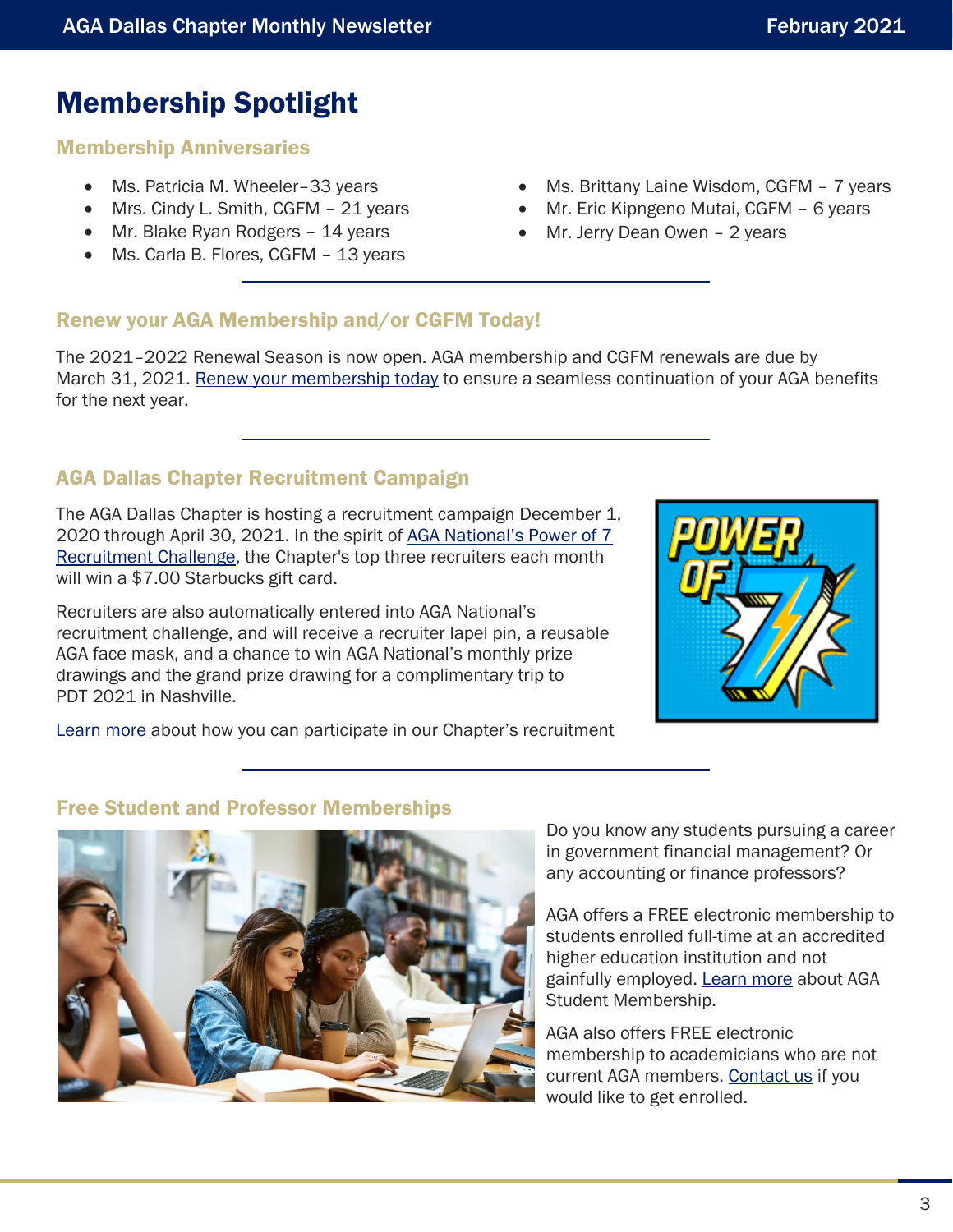# Membership Spotlight

### Membership Anniversaries

- Ms. Patricia M. Wheeler–33 years
- Mrs. Cindy L. Smith, CGFM – 21 years
- Mr. Blake Ryan Rodgers – 14 years
- Ms. Carla B. Flores, CGFM – 13 years
- Ms. Brittany Laine Wisdom, CGFM – 7 years
- Mr. Eric Kipngeno Mutai, CGFM – 6 years
- Mr. Jerry Dean Owen – 2 years

### Renew your AGA Membership and/or CGFM Today!

The 2021–2022 Renewal Season is now open. AGA membership and CGFM renewals are due by March 31, 2021. Renew your membership today to ensure a seamless continuation of your AGA benefits for the next year.

### AGA Dallas Chapter Recruitment Campaign

The AGA Dallas Chapter is hosting a recruitment campaign December 1, 2020 through April 30, 2021. In the spirit of AGA National's Power of 7 Recruitment Challenge, the Chapter's top three recruiters each month will win a $7.00 Starbucks gift card.

Recruiters are also automatically entered into AGA National's recruitment challenge, and will receive a recruiter lapel pin, a reusable AGA face mask, and a chance to win AGA National's monthly prize drawings and the grand prize drawing for a complimentary trip to PDT 2021 in Nashville.

Learn more about how you can participate in our Chapter's recruitment

### Free Student and Professor Memberships

Do you know any students pursuing a career in government financial management? Or any accounting or finance professors?

AGA offers a FREE electronic membership to students enrolled full-time at an accredited higher education institution and not gainfully employed. Learn more about AGA Student Membership.

AGA also offers FREE electronic membership to academicians who are not current AGA members. Contact us if you would like to get enrolled.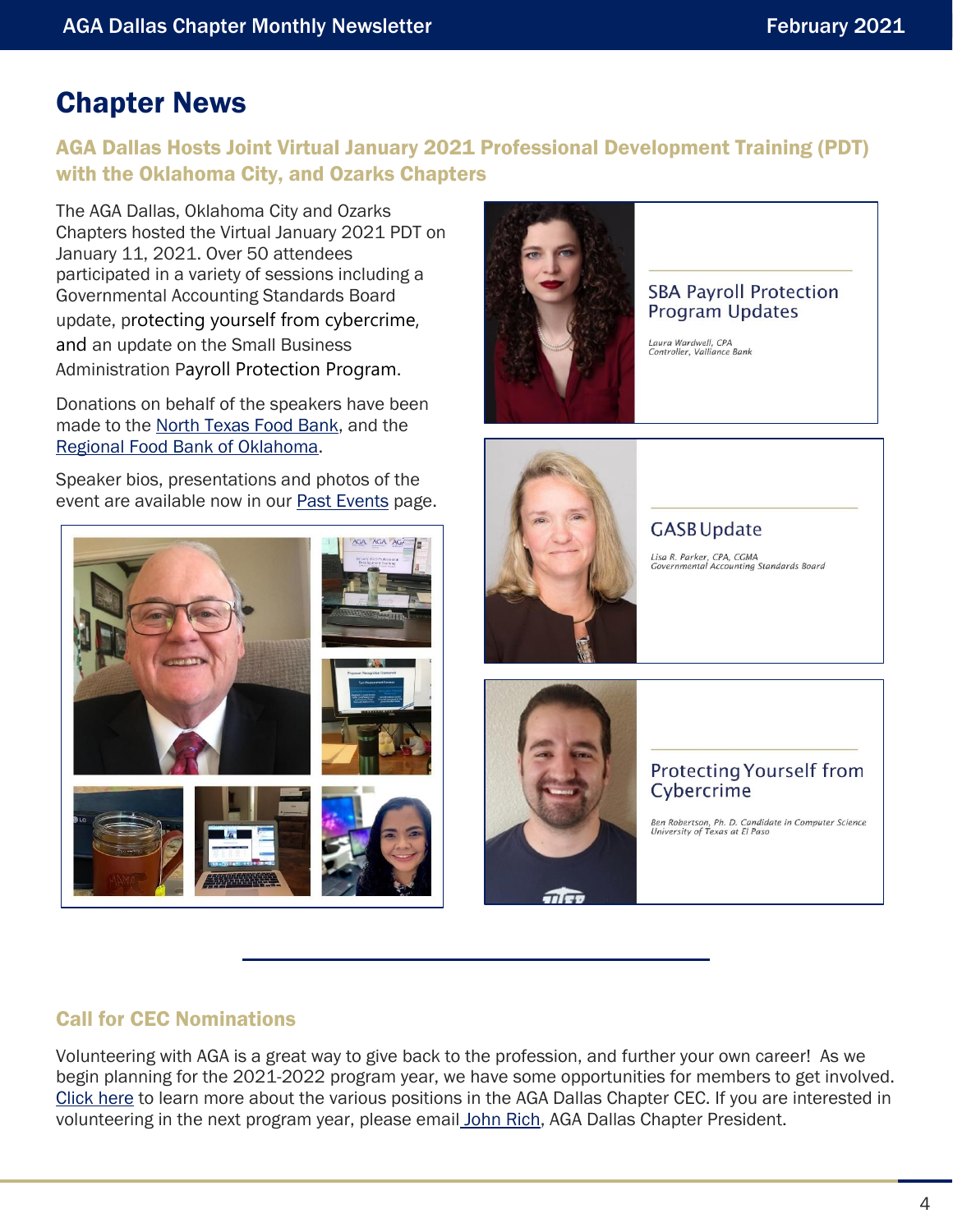## Chapter News

### AGA Dallas Hosts Joint Virtual January 2021 Professional Development Training (PDT) with the Oklahoma City, and Ozarks Chapters

The AGA Dallas, Oklahoma City and Ozarks Chapters hosted the Virtual January 2021 PDT on January 11, 2021. Over 50 attendees participated in a variety of sessions including a Governmental Accounting Standards Board update, protecting yourself from cybercrime, and an update on the Small Business Administration Payroll Protection Program.

Donations on behalf of the speakers have been made to the North Texas Food Bank, and the Regional Food Bank of Oklahoma.

Speaker bios, presentations and photos of the event are available now in our Past Events page.

SBA Payroll Protection Program Updates

*Laura Wardwell, CPA*
*Controller, Valliance Bank*

GASB Update

*Lisa R. Parker, CPA, CGMA*
*Governmental Accounting Standards Board*

Protecting Yourself from Cybercrime

*Ben Robertson, Ph. D. Candidate in Computer Science*
*University of Texas at El Paso*

### Call for CEC Nominations

Volunteering with AGA is a great way to give back to the profession, and further your own career! As we begin planning for the 2021-2022 program year, we have some opportunities for members to get involved. Click here to learn more about the various positions in the AGA Dallas Chapter CEC. If you are interested in volunteering in the next program year, please email John Rich, AGA Dallas Chapter President.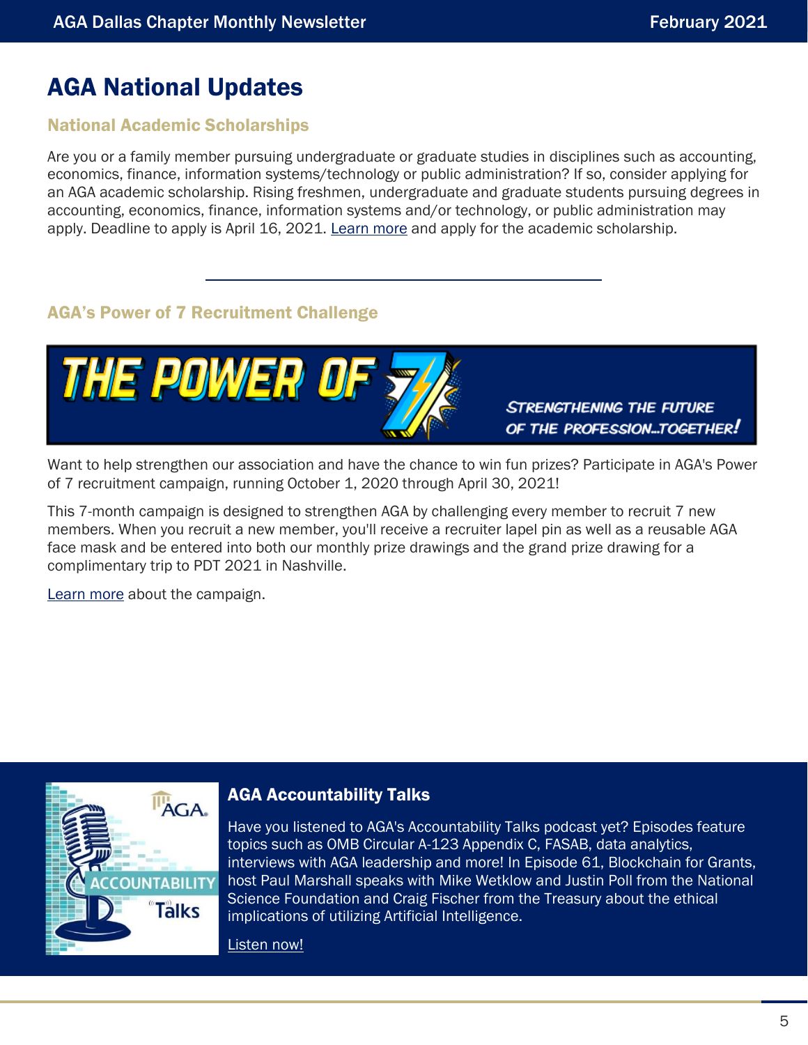# AGA National Updates

## National Academic Scholarships

Are you or a family member pursuing undergraduate or graduate studies in disciplines such as accounting, economics, finance, information systems/technology or public administration? If so, consider applying for an AGA academic scholarship. Rising freshmen, undergraduate and graduate students pursuing degrees in accounting, economics, finance, information systems and/or technology, or public administration may apply. Deadline to apply is April 16, 2021. Learn more and apply for the academic scholarship.

---

## AGA's Power of 7 Recruitment Challenge

THE POWER OF 7

STRENGTHENING THE FUTURE OF THE PROFESSION...TOGETHER!

Want to help strengthen our association and have the chance to win fun prizes? Participate in AGA's Power of 7 recruitment campaign, running October 1, 2020 through April 30, 2021!

This 7-month campaign is designed to strengthen AGA by challenging every member to recruit 7 new members. When you recruit a new member, you'll receive a recruiter lapel pin as well as a reusable AGA face mask and be entered into both our monthly prize drawings and the grand prize drawing for a complimentary trip to PDT 2021 in Nashville.

Learn more about the campaign.

## AGA Accountability Talks

Have you listened to AGA's Accountability Talks podcast yet? Episodes feature topics such as OMB Circular A-123 Appendix C, FASAB, data analytics, interviews with AGA leadership and more! In Episode 61, Blockchain for Grants, host Paul Marshall speaks with Mike Wetklow and Justin Poll from the National Science Foundation and Craig Fischer from the Treasury about the ethical implications of utilizing Artificial Intelligence.

Listen now!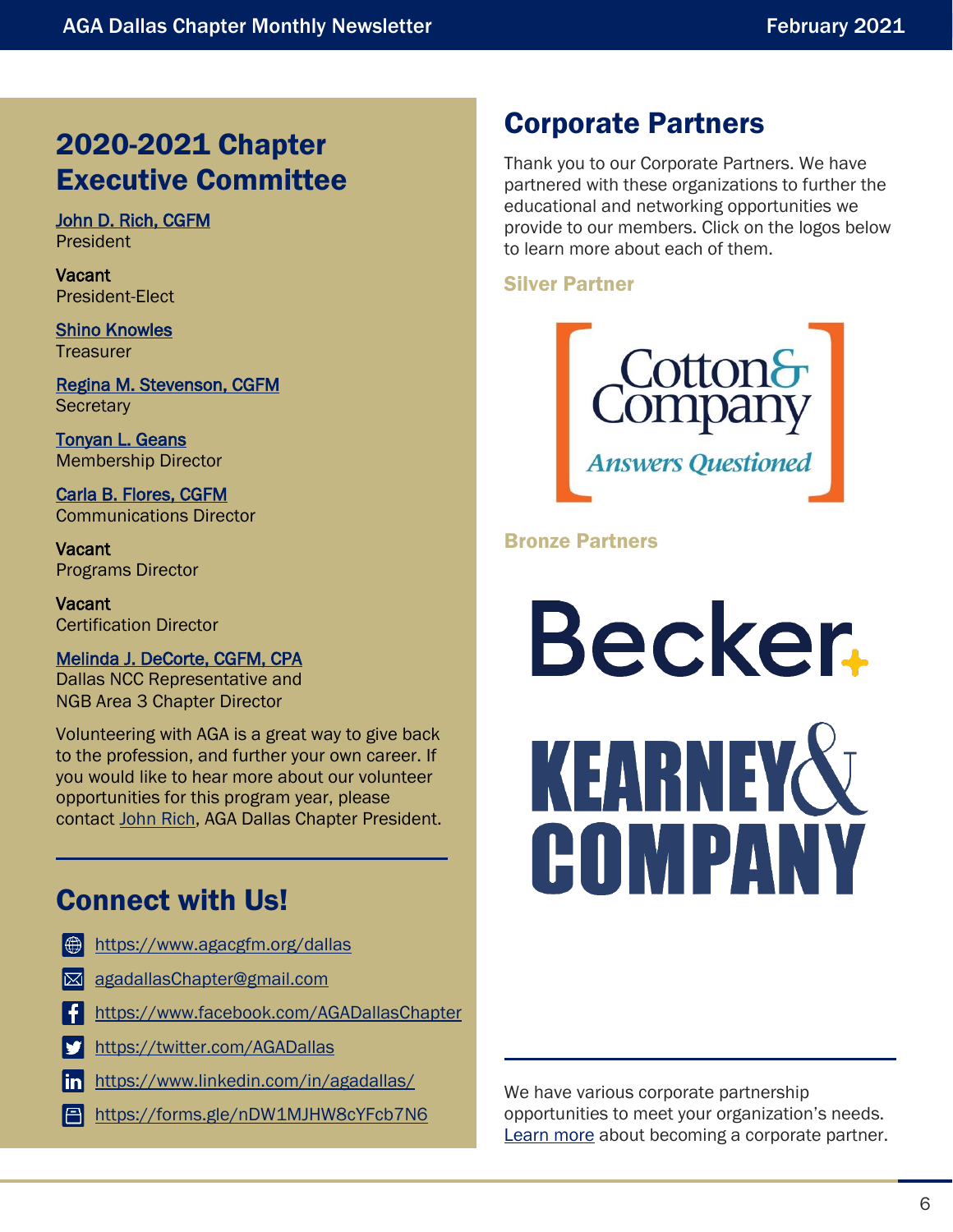## 2020-2021 Chapter Executive Committee

John D. Rich, CGFM
President

Vacant
President-Elect

Shino Knowles
Treasurer

Regina M. Stevenson, CGFM
Secretary

Tonyan L. Geans
Membership Director

Carla B. Flores, CGFM
Communications Director

Vacant
Programs Director

Vacant
Certification Director

Melinda J. DeCorte, CGFM, CPA
Dallas NCC Representative and
NGB Area 3 Chapter Director

Volunteering with AGA is a great way to give back to the profession, and further your own career. If you would like to hear more about our volunteer opportunities for this program year, please contact John Rich, AGA Dallas Chapter President.

## Connect with Us!

- https://www.agacgfm.org/dallas
- agadallasChapter@gmail.com
- https://www.facebook.com/AGADallasChapter
- https://twitter.com/AGADallas
- https://www.linkedin.com/in/agadallas/
- https://forms.gle/nDW1MJHW8cYFcb7N6

## Corporate Partners

Thank you to our Corporate Partners. We have partnered with these organizations to further the educational and networking opportunities we provide to our members. Click on the logos below to learn more about each of them.

### Silver Partner

Cotton& Company
Answers Questioned

### Bronze Partners

Becker

KEARNEY& COMPANY

We have various corporate partnership opportunities to meet your organization's needs. Learn more about becoming a corporate partner.